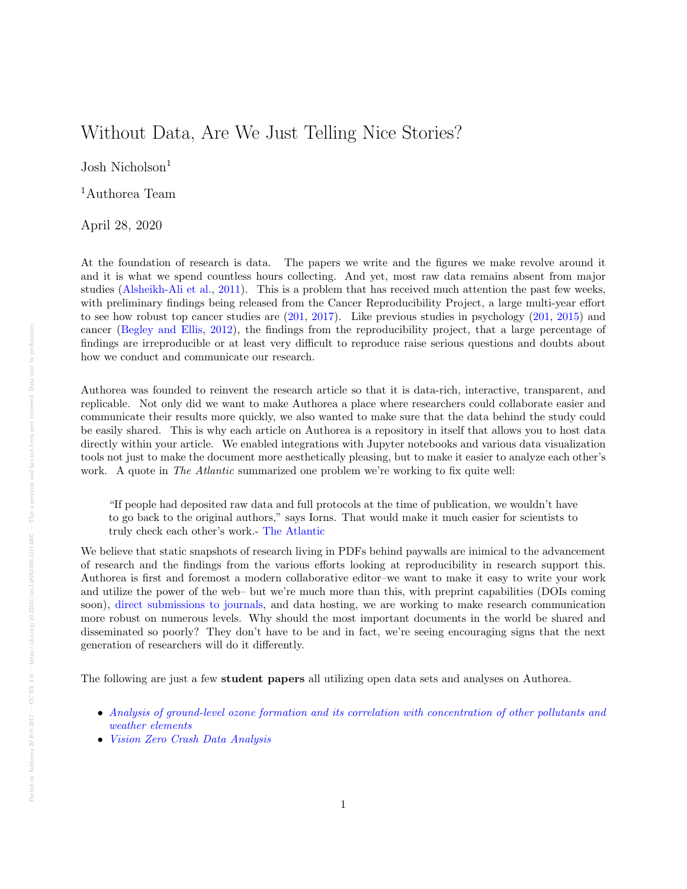# Without Data, Are We Just Telling Nice Stories?

Josh Nicholson[1]

[1]Authorea Team

April 28, 2020

At the foundation of research is data. The papers we write and the figures we make revolve around it and it is what we spend countless hours collecting. And yet, most raw data remains absent from major studies (Alsheikh-Ali et al., 2011). This is a problem that has received much attention the past few weeks, with preliminary findings being released from the Cancer Reproducibility Project, a large multi-year effort to see how robust top cancer studies are (201, 2017). Like previous studies in psychology (201, 2015) and cancer (Begley and Ellis, 2012), the findings from the reproducibility project, that a large percentage of findings are irreproducible or at least very difficult to reproduce raise serious questions and doubts about how we conduct and communicate our research.

Authorea was founded to reinvent the research article so that it is data-rich, interactive, transparent, and replicable. Not only did we want to make Authorea a place where researchers could collaborate easier and communicate their results more quickly, we also wanted to make sure that the data behind the study could be easily shared. This is why each article on Authorea is a repository in itself that allows you to host data directly within your article. We enabled integrations with Jupyter notebooks and various data visualization tools not just to make the document more aesthetically pleasing, but to make it easier to analyze each other's work. A quote in *The Atlantic* summarized one problem we're working to fix quite well:

> "If people had deposited raw data and full protocols at the time of publication, we wouldn't have to go back to the original authors," says Iorns. That would make it much easier for scientists to truly check each other's work.- The Atlantic

We believe that static snapshots of research living in PDFs behind paywalls are inimical to the advancement of research and the findings from the various efforts looking at reproducibility in research support this. Authorea is first and foremost a modern collaborative editor–we want to make it easy to write your work and utilize the power of the web– but we're much more than this, with preprint capabilities (DOIs coming soon), direct submissions to journals, and data hosting, we are working to make research communication more robust on numerous levels. Why should the most important documents in the world be shared and disseminated so poorly? They don't have to be and in fact, we're seeing encouraging signs that the next generation of researchers will do it differently.

The following are just a few **student papers** all utilizing open data sets and analyses on Authorea.

- *Analysis of ground-level ozone formation and its correlation with concentration of other pollutants and weather elements*
- *Vision Zero Crash Data Analysis*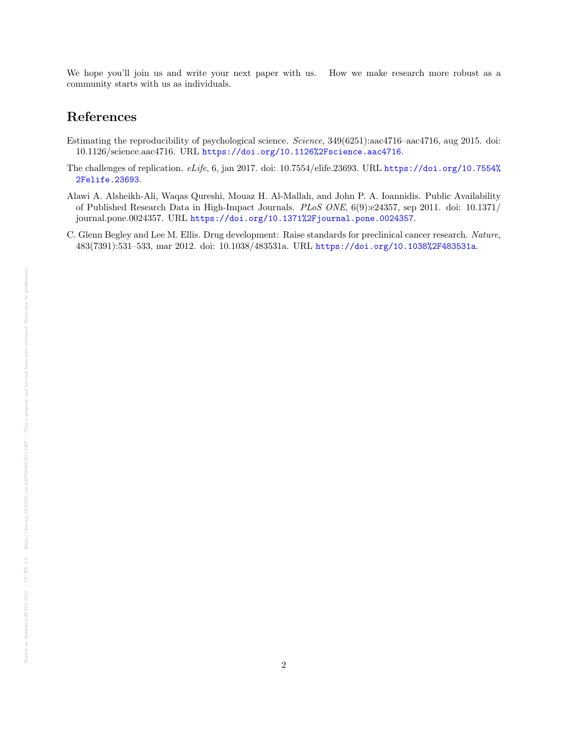We hope you'll join us and write your next paper with us. How we make research more robust as a community starts with us as individuals.

## References

Estimating the reproducibility of psychological science. *Science*, 349(6251):aac4716–aac4716, aug 2015. doi: 10.1126/science.aac4716. URL https://doi.org/10.1126%2Fscience.aac4716.

The challenges of replication. *eLife*, 6, jan 2017. doi: 10.7554/elife.23693. URL https://doi.org/10.7554%2Felife.23693.

Alawi A. Alsheikh-Ali, Waqas Qureshi, Mouaz H. Al-Mallah, and John P. A. Ioannidis. Public Availability of Published Research Data in High-Impact Journals. *PLoS ONE*, 6(9):e24357, sep 2011. doi: 10.1371/journal.pone.0024357. URL https://doi.org/10.1371%2Fjournal.pone.0024357.

C. Glenn Begley and Lee M. Ellis. Drug development: Raise standards for preclinical cancer research. *Nature*, 483(7391):531–533, mar 2012. doi: 10.1038/483531a. URL https://doi.org/10.1038%2F483531a.